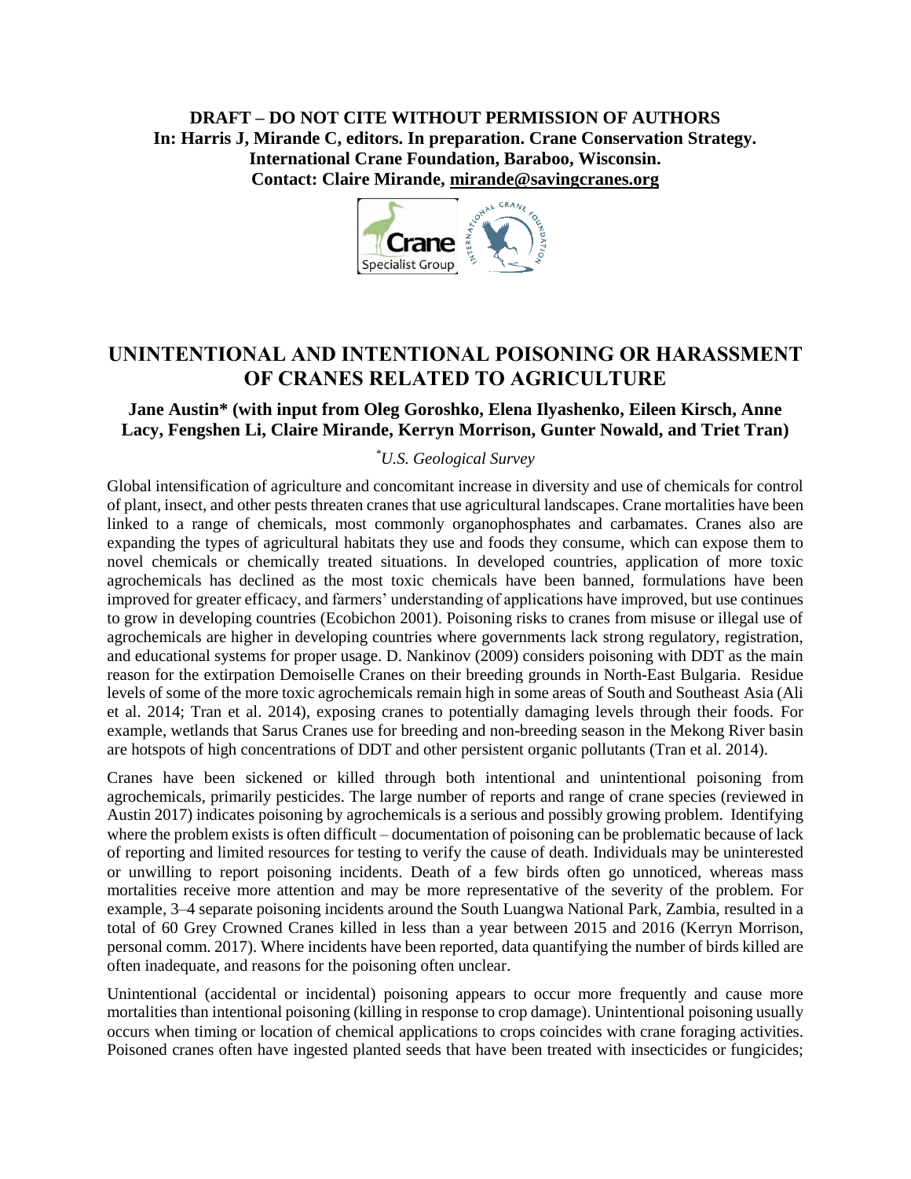**DRAFT – DO NOT CITE WITHOUT PERMISSION OF AUTHORS**
**In: Harris J, Mirande C, editors. In preparation. Crane Conservation Strategy.**
**International Crane Foundation, Baraboo, Wisconsin.**
**Contact: Claire Mirande, mirande@savingcranes.org**

# UNINTENTIONAL AND INTENTIONAL POISONING OR HARASSMENT OF CRANES RELATED TO AGRICULTURE

**Jane Austin\* (with input from Oleg Goroshko, Elena Ilyashenko, Eileen Kirsch, Anne Lacy, Fengshen Li, Claire Mirande, Kerryn Morrison, Gunter Nowald, and Triet Tran)**

*\*U.S. Geological Survey*

Global intensification of agriculture and concomitant increase in diversity and use of chemicals for control of plant, insect, and other pests threaten cranes that use agricultural landscapes. Crane mortalities have been linked to a range of chemicals, most commonly organophosphates and carbamates. Cranes also are expanding the types of agricultural habitats they use and foods they consume, which can expose them to novel chemicals or chemically treated situations. In developed countries, application of more toxic agrochemicals has declined as the most toxic chemicals have been banned, formulations have been improved for greater efficacy, and farmers' understanding of applications have improved, but use continues to grow in developing countries (Ecobichon 2001). Poisoning risks to cranes from misuse or illegal use of agrochemicals are higher in developing countries where governments lack strong regulatory, registration, and educational systems for proper usage. D. Nankinov (2009) considers poisoning with DDT as the main reason for the extirpation Demoiselle Cranes on their breeding grounds in North-East Bulgaria. Residue levels of some of the more toxic agrochemicals remain high in some areas of South and Southeast Asia (Ali et al. 2014; Tran et al. 2014), exposing cranes to potentially damaging levels through their foods. For example, wetlands that Sarus Cranes use for breeding and non-breeding season in the Mekong River basin are hotspots of high concentrations of DDT and other persistent organic pollutants (Tran et al. 2014).

Cranes have been sickened or killed through both intentional and unintentional poisoning from agrochemicals, primarily pesticides. The large number of reports and range of crane species (reviewed in Austin 2017) indicates poisoning by agrochemicals is a serious and possibly growing problem. Identifying where the problem exists is often difficult – documentation of poisoning can be problematic because of lack of reporting and limited resources for testing to verify the cause of death. Individuals may be uninterested or unwilling to report poisoning incidents. Death of a few birds often go unnoticed, whereas mass mortalities receive more attention and may be more representative of the severity of the problem. For example, 3–4 separate poisoning incidents around the South Luangwa National Park, Zambia, resulted in a total of 60 Grey Crowned Cranes killed in less than a year between 2015 and 2016 (Kerryn Morrison, personal comm. 2017). Where incidents have been reported, data quantifying the number of birds killed are often inadequate, and reasons for the poisoning often unclear.

Unintentional (accidental or incidental) poisoning appears to occur more frequently and cause more mortalities than intentional poisoning (killing in response to crop damage). Unintentional poisoning usually occurs when timing or location of chemical applications to crops coincides with crane foraging activities. Poisoned cranes often have ingested planted seeds that have been treated with insecticides or fungicides;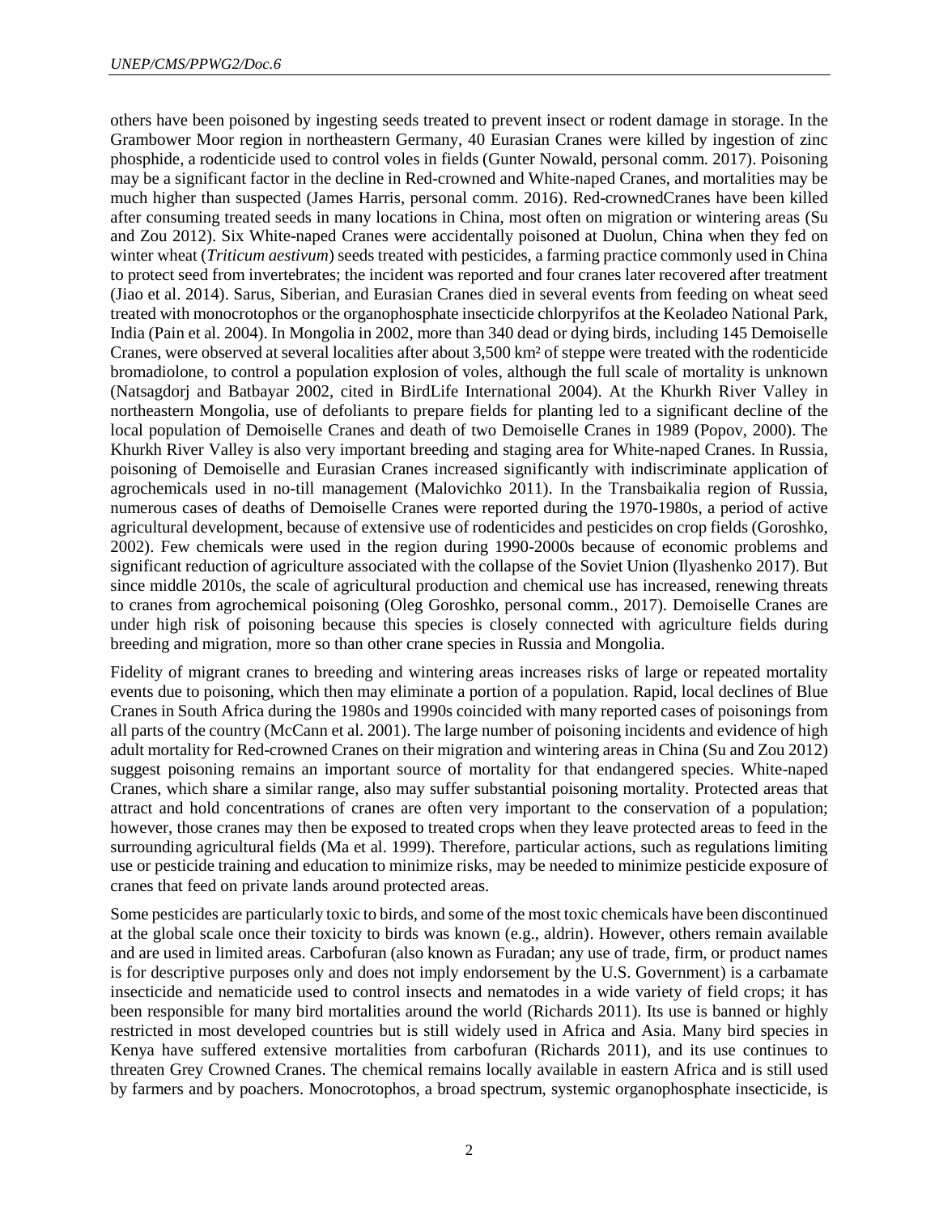others have been poisoned by ingesting seeds treated to prevent insect or rodent damage in storage. In the Grambower Moor region in northeastern Germany, 40 Eurasian Cranes were killed by ingestion of zinc phosphide, a rodenticide used to control voles in fields (Gunter Nowald, personal comm. 2017). Poisoning may be a significant factor in the decline in Red-crowned and White-naped Cranes, and mortalities may be much higher than suspected (James Harris, personal comm. 2016). Red-crownedCranes have been killed after consuming treated seeds in many locations in China, most often on migration or wintering areas (Su and Zou 2012). Six White-naped Cranes were accidentally poisoned at Duolun, China when they fed on winter wheat (*Triticum aestivum*) seeds treated with pesticides, a farming practice commonly used in China to protect seed from invertebrates; the incident was reported and four cranes later recovered after treatment (Jiao et al. 2014). Sarus, Siberian, and Eurasian Cranes died in several events from feeding on wheat seed treated with monocrotophos or the organophosphate insecticide chlorpyrifos at the Keoladeo National Park, India (Pain et al. 2004). In Mongolia in 2002, more than 340 dead or dying birds, including 145 Demoiselle Cranes, were observed at several localities after about 3,500 km² of steppe were treated with the rodenticide bromadiolone, to control a population explosion of voles, although the full scale of mortality is unknown (Natsagdorj and Batbayar 2002, cited in BirdLife International 2004). At the Khurkh River Valley in northeastern Mongolia, use of defoliants to prepare fields for planting led to a significant decline of the local population of Demoiselle Cranes and death of two Demoiselle Cranes in 1989 (Popov, 2000). The Khurkh River Valley is also very important breeding and staging area for White-naped Cranes. In Russia, poisoning of Demoiselle and Eurasian Cranes increased significantly with indiscriminate application of agrochemicals used in no-till management (Malovichko 2011). In the Transbaikalia region of Russia, numerous cases of deaths of Demoiselle Cranes were reported during the 1970-1980s, a period of active agricultural development, because of extensive use of rodenticides and pesticides on crop fields (Goroshko, 2002). Few chemicals were used in the region during 1990-2000s because of economic problems and significant reduction of agriculture associated with the collapse of the Soviet Union (Ilyashenko 2017). But since middle 2010s, the scale of agricultural production and chemical use has increased, renewing threats to cranes from agrochemical poisoning (Oleg Goroshko, personal comm., 2017). Demoiselle Cranes are under high risk of poisoning because this species is closely connected with agriculture fields during breeding and migration, more so than other crane species in Russia and Mongolia.

Fidelity of migrant cranes to breeding and wintering areas increases risks of large or repeated mortality events due to poisoning, which then may eliminate a portion of a population. Rapid, local declines of Blue Cranes in South Africa during the 1980s and 1990s coincided with many reported cases of poisonings from all parts of the country (McCann et al. 2001). The large number of poisoning incidents and evidence of high adult mortality for Red-crowned Cranes on their migration and wintering areas in China (Su and Zou 2012) suggest poisoning remains an important source of mortality for that endangered species. White-naped Cranes, which share a similar range, also may suffer substantial poisoning mortality. Protected areas that attract and hold concentrations of cranes are often very important to the conservation of a population; however, those cranes may then be exposed to treated crops when they leave protected areas to feed in the surrounding agricultural fields (Ma et al. 1999). Therefore, particular actions, such as regulations limiting use or pesticide training and education to minimize risks, may be needed to minimize pesticide exposure of cranes that feed on private lands around protected areas.

Some pesticides are particularly toxic to birds, and some of the most toxic chemicals have been discontinued at the global scale once their toxicity to birds was known (e.g., aldrin). However, others remain available and are used in limited areas. Carbofuran (also known as Furadan; any use of trade, firm, or product names is for descriptive purposes only and does not imply endorsement by the U.S. Government) is a carbamate insecticide and nematicide used to control insects and nematodes in a wide variety of field crops; it has been responsible for many bird mortalities around the world (Richards 2011). Its use is banned or highly restricted in most developed countries but is still widely used in Africa and Asia. Many bird species in Kenya have suffered extensive mortalities from carbofuran (Richards 2011), and its use continues to threaten Grey Crowned Cranes. The chemical remains locally available in eastern Africa and is still used by farmers and by poachers. Monocrotophos, a broad spectrum, systemic organophosphate insecticide, is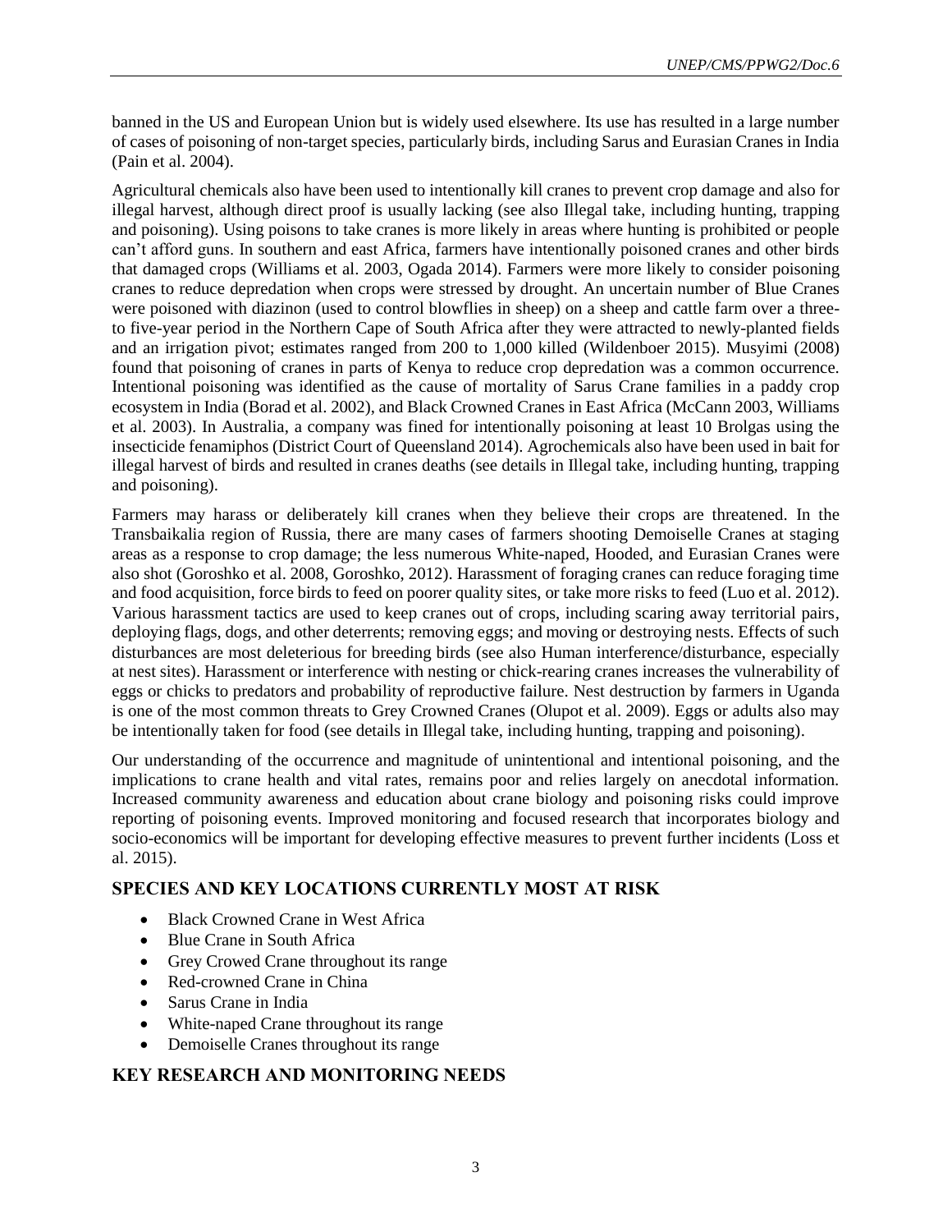banned in the US and European Union but is widely used elsewhere. Its use has resulted in a large number of cases of poisoning of non-target species, particularly birds, including Sarus and Eurasian Cranes in India (Pain et al. 2004).

Agricultural chemicals also have been used to intentionally kill cranes to prevent crop damage and also for illegal harvest, although direct proof is usually lacking (see also Illegal take, including hunting, trapping and poisoning). Using poisons to take cranes is more likely in areas where hunting is prohibited or people can't afford guns. In southern and east Africa, farmers have intentionally poisoned cranes and other birds that damaged crops (Williams et al. 2003, Ogada 2014). Farmers were more likely to consider poisoning cranes to reduce depredation when crops were stressed by drought. An uncertain number of Blue Cranes were poisoned with diazinon (used to control blowflies in sheep) on a sheep and cattle farm over a three- to five-year period in the Northern Cape of South Africa after they were attracted to newly-planted fields and an irrigation pivot; estimates ranged from 200 to 1,000 killed (Wildenboer 2015). Musyimi (2008) found that poisoning of cranes in parts of Kenya to reduce crop depredation was a common occurrence. Intentional poisoning was identified as the cause of mortality of Sarus Crane families in a paddy crop ecosystem in India (Borad et al. 2002), and Black Crowned Cranes in East Africa (McCann 2003, Williams et al. 2003). In Australia, a company was fined for intentionally poisoning at least 10 Brolgas using the insecticide fenamiphos (District Court of Queensland 2014). Agrochemicals also have been used in bait for illegal harvest of birds and resulted in cranes deaths (see details in Illegal take, including hunting, trapping and poisoning).

Farmers may harass or deliberately kill cranes when they believe their crops are threatened. In the Transbaikalia region of Russia, there are many cases of farmers shooting Demoiselle Cranes at staging areas as a response to crop damage; the less numerous White-naped, Hooded, and Eurasian Cranes were also shot (Goroshko et al. 2008, Goroshko, 2012). Harassment of foraging cranes can reduce foraging time and food acquisition, force birds to feed on poorer quality sites, or take more risks to feed (Luo et al. 2012). Various harassment tactics are used to keep cranes out of crops, including scaring away territorial pairs, deploying flags, dogs, and other deterrents; removing eggs; and moving or destroying nests. Effects of such disturbances are most deleterious for breeding birds (see also Human interference/disturbance, especially at nest sites). Harassment or interference with nesting or chick-rearing cranes increases the vulnerability of eggs or chicks to predators and probability of reproductive failure. Nest destruction by farmers in Uganda is one of the most common threats to Grey Crowned Cranes (Olupot et al. 2009). Eggs or adults also may be intentionally taken for food (see details in Illegal take, including hunting, trapping and poisoning).

Our understanding of the occurrence and magnitude of unintentional and intentional poisoning, and the implications to crane health and vital rates, remains poor and relies largely on anecdotal information. Increased community awareness and education about crane biology and poisoning risks could improve reporting of poisoning events. Improved monitoring and focused research that incorporates biology and socio-economics will be important for developing effective measures to prevent further incidents (Loss et al. 2015).

## SPECIES AND KEY LOCATIONS CURRENTLY MOST AT RISK

- Black Crowned Crane in West Africa
- Blue Crane in South Africa
- Grey Crowed Crane throughout its range
- Red-crowned Crane in China
- Sarus Crane in India
- White-naped Crane throughout its range
- Demoiselle Cranes throughout its range

## KEY RESEARCH AND MONITORING NEEDS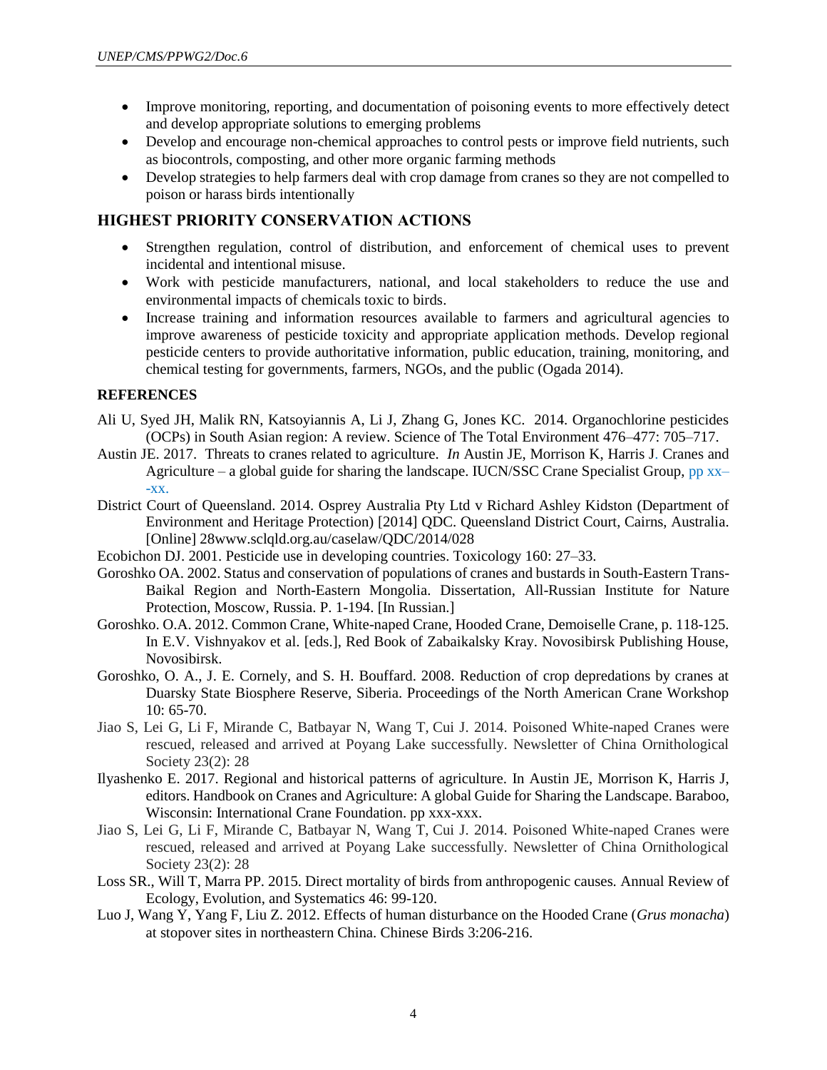- Improve monitoring, reporting, and documentation of poisoning events to more effectively detect and develop appropriate solutions to emerging problems
- Develop and encourage non-chemical approaches to control pests or improve field nutrients, such as biocontrols, composting, and other more organic farming methods
- Develop strategies to help farmers deal with crop damage from cranes so they are not compelled to poison or harass birds intentionally

## HIGHEST PRIORITY CONSERVATION ACTIONS

- Strengthen regulation, control of distribution, and enforcement of chemical uses to prevent incidental and intentional misuse.
- Work with pesticide manufacturers, national, and local stakeholders to reduce the use and environmental impacts of chemicals toxic to birds.
- Increase training and information resources available to farmers and agricultural agencies to improve awareness of pesticide toxicity and appropriate application methods. Develop regional pesticide centers to provide authoritative information, public education, training, monitoring, and chemical testing for governments, farmers, NGOs, and the public (Ogada 2014).

### REFERENCES

Ali U, Syed JH, Malik RN, Katsoyiannis A, Li J, Zhang G, Jones KC. 2014. Organochlorine pesticides (OCPs) in South Asian region: A review. Science of The Total Environment 476–477: 705–717.

Austin JE. 2017. Threats to cranes related to agriculture. *In* Austin JE, Morrison K, Harris J. Cranes and Agriculture – a global guide for sharing the landscape. IUCN/SSC Crane Specialist Group, pp xx–-xx.

District Court of Queensland. 2014. Osprey Australia Pty Ltd v Richard Ashley Kidston (Department of Environment and Heritage Protection) [2014] QDC. Queensland District Court, Cairns, Australia. [Online] 28www.sclqld.org.au/caselaw/QDC/2014/028

Ecobichon DJ. 2001. Pesticide use in developing countries. Toxicology 160: 27–33.

Goroshko OA. 2002. Status and conservation of populations of cranes and bustards in South-Eastern Trans-Baikal Region and North-Eastern Mongolia. Dissertation, All-Russian Institute for Nature Protection, Moscow, Russia. P. 1-194. [In Russian.]

Goroshko. O.A. 2012. Common Crane, White-naped Crane, Hooded Crane, Demoiselle Crane, p. 118-125. In E.V. Vishnyakov et al. [eds.], Red Book of Zabaikalsky Kray. Novosibirsk Publishing House, Novosibirsk.

Goroshko, O. A., J. E. Cornely, and S. H. Bouffard. 2008. Reduction of crop depredations by cranes at Duarsky State Biosphere Reserve, Siberia. Proceedings of the North American Crane Workshop 10: 65-70.

Jiao S, Lei G, Li F, Mirande C, Batbayar N, Wang T, Cui J. 2014. Poisoned White-naped Cranes were rescued, released and arrived at Poyang Lake successfully. Newsletter of China Ornithological Society 23(2): 28

Ilyashenko E. 2017. Regional and historical patterns of agriculture. In Austin JE, Morrison K, Harris J, editors. Handbook on Cranes and Agriculture: A global Guide for Sharing the Landscape. Baraboo, Wisconsin: International Crane Foundation. pp xxx-xxx.

Jiao S, Lei G, Li F, Mirande C, Batbayar N, Wang T, Cui J. 2014. Poisoned White-naped Cranes were rescued, released and arrived at Poyang Lake successfully. Newsletter of China Ornithological Society 23(2): 28

Loss SR., Will T, Marra PP. 2015. Direct mortality of birds from anthropogenic causes. Annual Review of Ecology, Evolution, and Systematics 46: 99-120.

Luo J, Wang Y, Yang F, Liu Z. 2012. Effects of human disturbance on the Hooded Crane (*Grus monacha*) at stopover sites in northeastern China. Chinese Birds 3:206-216.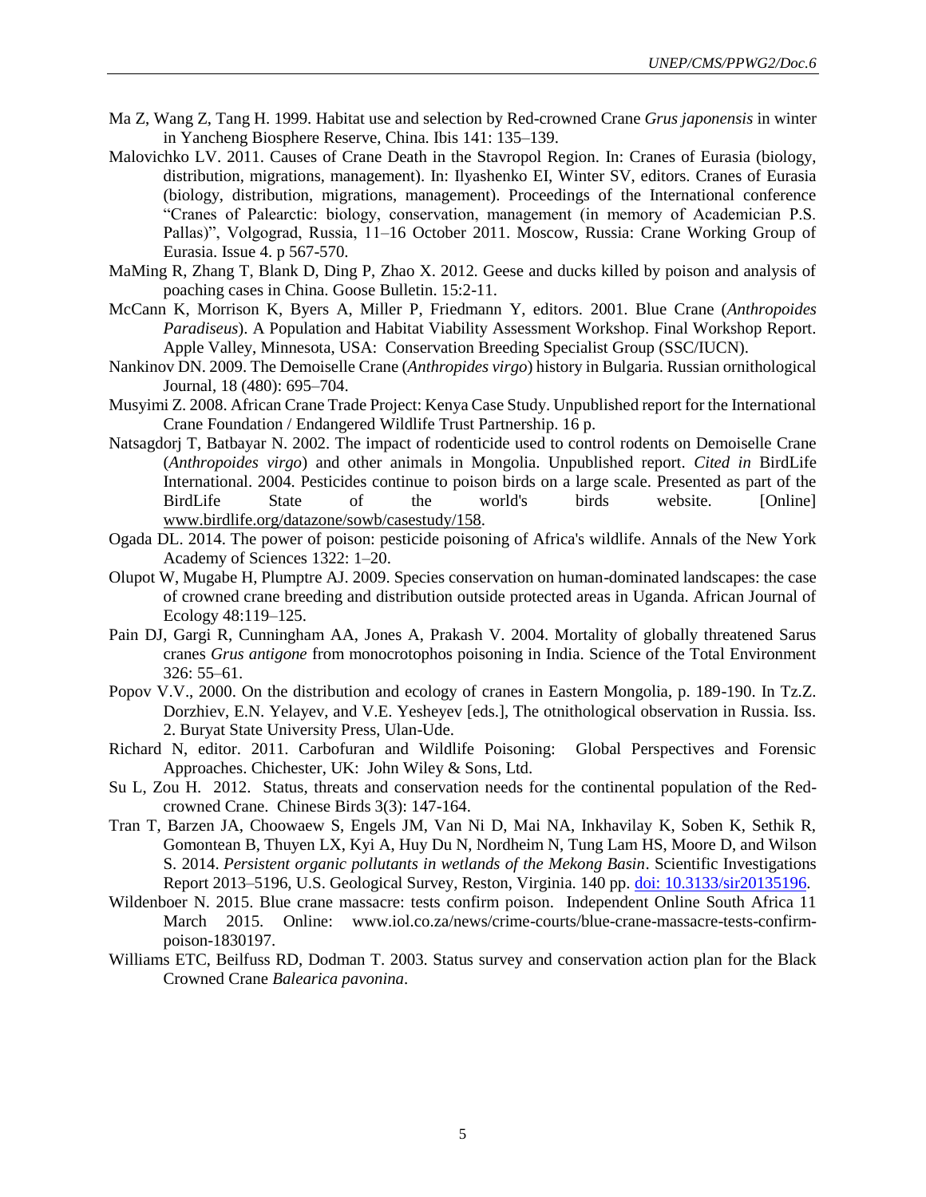Ma Z, Wang Z, Tang H. 1999. Habitat use and selection by Red-crowned Crane *Grus japonensis* in winter in Yancheng Biosphere Reserve, China. Ibis 141: 135–139.

Malovichko LV. 2011. Causes of Crane Death in the Stavropol Region. In: Cranes of Eurasia (biology, distribution, migrations, management). In: Ilyashenko EI, Winter SV, editors. Cranes of Eurasia (biology, distribution, migrations, management). Proceedings of the International conference "Cranes of Palearctic: biology, conservation, management (in memory of Academician P.S. Pallas)", Volgograd, Russia, 11–16 October 2011. Moscow, Russia: Crane Working Group of Eurasia. Issue 4. p 567-570.

MaMing R, Zhang T, Blank D, Ding P, Zhao X. 2012. Geese and ducks killed by poison and analysis of poaching cases in China. Goose Bulletin. 15:2-11.

McCann K, Morrison K, Byers A, Miller P, Friedmann Y, editors. 2001. Blue Crane (*Anthropoides Paradiseus*). A Population and Habitat Viability Assessment Workshop. Final Workshop Report. Apple Valley, Minnesota, USA: Conservation Breeding Specialist Group (SSC/IUCN).

Nankinov DN. 2009. The Demoiselle Crane (*Anthropides virgo*) history in Bulgaria. Russian ornithological Journal, 18 (480): 695–704.

Musyimi Z. 2008. African Crane Trade Project: Kenya Case Study. Unpublished report for the International Crane Foundation / Endangered Wildlife Trust Partnership. 16 p.

Natsagdorj T, Batbayar N. 2002. The impact of rodenticide used to control rodents on Demoiselle Crane (*Anthropoides virgo*) and other animals in Mongolia. Unpublished report. *Cited in* BirdLife International. 2004. Pesticides continue to poison birds on a large scale. Presented as part of the BirdLife State of the world's birds website. [Online] www.birdlife.org/datazone/sowb/casestudy/158.

Ogada DL. 2014. The power of poison: pesticide poisoning of Africa's wildlife. Annals of the New York Academy of Sciences 1322: 1–20.

Olupot W, Mugabe H, Plumptre AJ. 2009. Species conservation on human-dominated landscapes: the case of crowned crane breeding and distribution outside protected areas in Uganda. African Journal of Ecology 48:119–125.

Pain DJ, Gargi R, Cunningham AA, Jones A, Prakash V. 2004. Mortality of globally threatened Sarus cranes *Grus antigone* from monocrotophos poisoning in India. Science of the Total Environment 326: 55–61.

Popov V.V., 2000. On the distribution and ecology of cranes in Eastern Mongolia, p. 189-190. In Tz.Z. Dorzhiev, E.N. Yelayev, and V.E. Yesheyev [eds.], The otnithological observation in Russia. Iss. 2. Buryat State University Press, Ulan-Ude.

Richard N, editor. 2011. Carbofuran and Wildlife Poisoning: Global Perspectives and Forensic Approaches. Chichester, UK: John Wiley & Sons, Ltd.

Su L, Zou H. 2012. Status, threats and conservation needs for the continental population of the Red-crowned Crane. Chinese Birds 3(3): 147-164.

Tran T, Barzen JA, Choowaew S, Engels JM, Van Ni D, Mai NA, Inkhavilay K, Soben K, Sethik R, Gomontean B, Thuyen LX, Kyi A, Huy Du N, Nordheim N, Tung Lam HS, Moore D, and Wilson S. 2014. *Persistent organic pollutants in wetlands of the Mekong Basin*. Scientific Investigations Report 2013–5196, U.S. Geological Survey, Reston, Virginia. 140 pp. doi: 10.3133/sir20135196.

Wildenboer N. 2015. Blue crane massacre: tests confirm poison. Independent Online South Africa 11 March 2015. Online: www.iol.co.za/news/crime-courts/blue-crane-massacre-tests-confirm-poison-1830197.

Williams ETC, Beilfuss RD, Dodman T. 2003. Status survey and conservation action plan for the Black Crowned Crane *Balearica pavonina*.